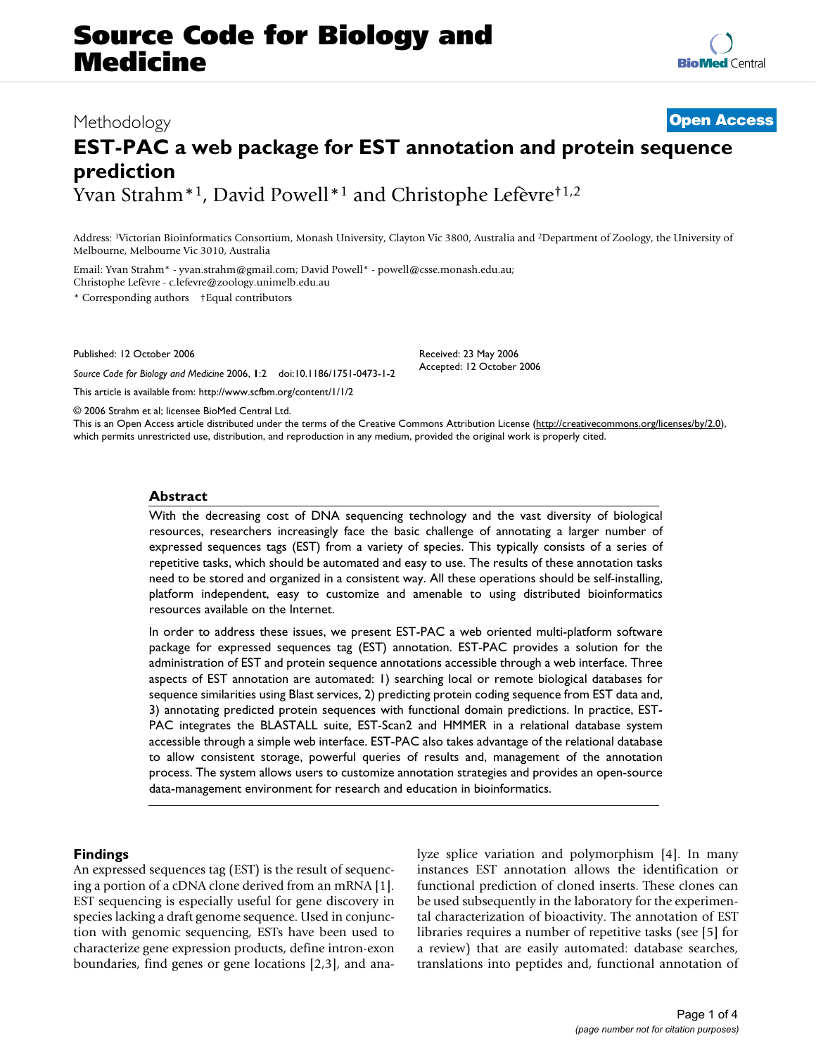Methodology **Open Access**

# EST-PAC a web package for EST annotation and protein sequence prediction

Yvan Strahm*[1], David Powell*[1] and Christophe Lefèvre†[1,2]

Address: [1]Victorian Bioinformatics Consortium, Monash University, Clayton Vic 3800, Australia and [2]Department of Zoology, the University of Melbourne, Melbourne Vic 3010, Australia

Email: Yvan Strahm* - yvan.strahm@gmail.com; David Powell* - powell@csse.monash.edu.au; Christophe Lefèvre - c.lefevre@zoology.unimelb.edu.au

\* Corresponding authors †Equal contributors

Published: 12 October 2006

*Source Code for Biology and Medicine* 2006, **1**:2 doi:10.1186/1751-0473-1-2

Received: 23 May 2006
Accepted: 12 October 2006

This article is available from: http://www.scfbm.org/content/1/1/2

© 2006 Strahm et al; licensee BioMed Central Ltd.
This is an Open Access article distributed under the terms of the Creative Commons Attribution License (http://creativecommons.org/licenses/by/2.0), which permits unrestricted use, distribution, and reproduction in any medium, provided the original work is properly cited.

## Abstract

With the decreasing cost of DNA sequencing technology and the vast diversity of biological resources, researchers increasingly face the basic challenge of annotating a larger number of expressed sequences tags (EST) from a variety of species. This typically consists of a series of repetitive tasks, which should be automated and easy to use. The results of these annotation tasks need to be stored and organized in a consistent way. All these operations should be self-installing, platform independent, easy to customize and amenable to using distributed bioinformatics resources available on the Internet.

In order to address these issues, we present EST-PAC a web oriented multi-platform software package for expressed sequences tag (EST) annotation. EST-PAC provides a solution for the administration of EST and protein sequence annotations accessible through a web interface. Three aspects of EST annotation are automated: 1) searching local or remote biological databases for sequence similarities using Blast services, 2) predicting protein coding sequence from EST data and, 3) annotating predicted protein sequences with functional domain predictions. In practice, EST-PAC integrates the BLASTALL suite, EST-Scan2 and HMMER in a relational database system accessible through a simple web interface. EST-PAC also takes advantage of the relational database to allow consistent storage, powerful queries of results and, management of the annotation process. The system allows users to customize annotation strategies and provides an open-source data-management environment for research and education in bioinformatics.

## Findings

An expressed sequences tag (EST) is the result of sequencing a portion of a cDNA clone derived from an mRNA [1]. EST sequencing is especially useful for gene discovery in species lacking a draft genome sequence. Used in conjunction with genomic sequencing, ESTs have been used to characterize gene expression products, define intron-exon boundaries, find genes or gene locations [2,3], and analyze splice variation and polymorphism [4]. In many instances EST annotation allows the identification or functional prediction of cloned inserts. These clones can be used subsequently in the laboratory for the experimental characterization of bioactivity. The annotation of EST libraries requires a number of repetitive tasks (see [5] for a review) that are easily automated: database searches, translations into peptides and, functional annotation of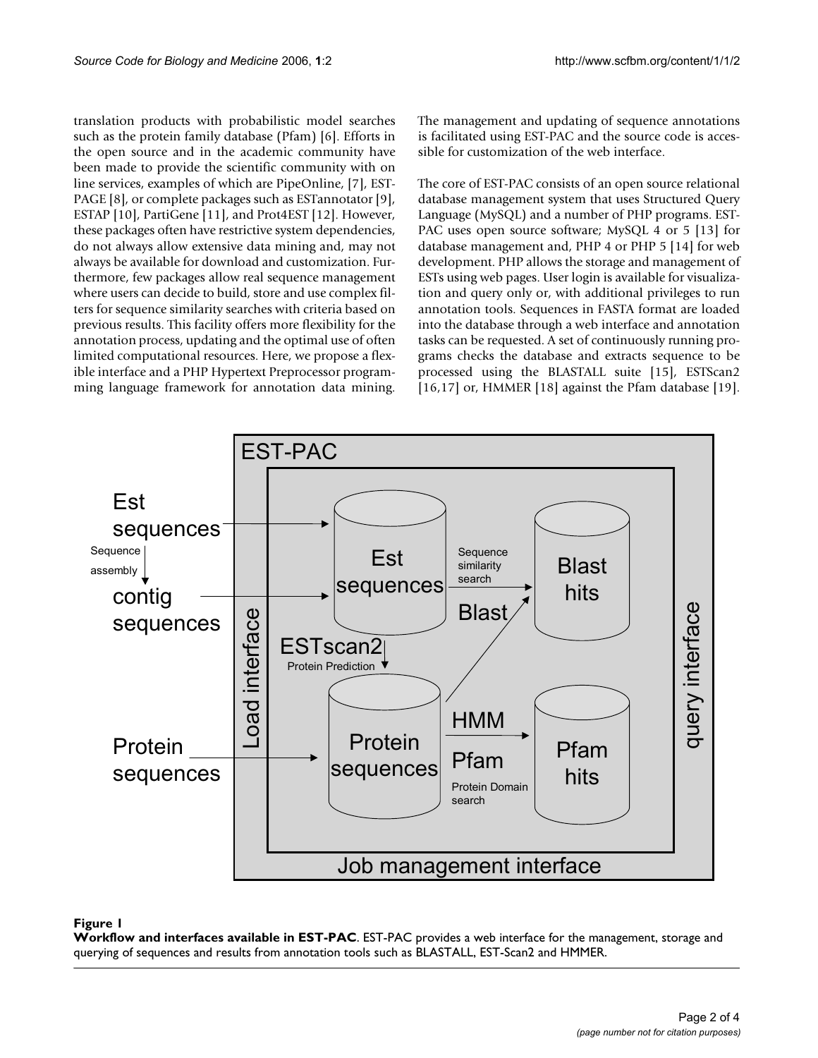translation products with probabilistic model searches such as the protein family database (Pfam) [6]. Efforts in the open source and in the academic community have been made to provide the scientific community with on line services, examples of which are PipeOnline, [7], EST-PAGE [8], or complete packages such as ESTannotator [9], ESTAP [10], PartiGene [11], and Prot4EST [12]. However, these packages often have restrictive system dependencies, do not always allow extensive data mining and, may not always be available for download and customization. Furthermore, few packages allow real sequence management where users can decide to build, store and use complex filters for sequence similarity searches with criteria based on previous results. This facility offers more flexibility for the annotation process, updating and the optimal use of often limited computational resources. Here, we propose a flexible interface and a PHP Hypertext Preprocessor programming language framework for annotation data mining. The management and updating of sequence annotations is facilitated using EST-PAC and the source code is accessible for customization of the web interface.

The core of EST-PAC consists of an open source relational database management system that uses Structured Query Language (MySQL) and a number of PHP programs. EST-PAC uses open source software; MySQL 4 or 5 [13] for database management and, PHP 4 or PHP 5 [14] for web development. PHP allows the storage and management of ESTs using web pages. User login is available for visualization and query only or, with additional privileges to run annotation tools. Sequences in FASTA format are loaded into the database through a web interface and annotation tasks can be requested. A set of continuously running programs checks the database and extracts sequence to be processed using the BLASTALL suite [15], ESTScan2 [16,17] or, HMMER [18] against the Pfam database [19].

**Figure 1**
**Workflow and interfaces available in EST-PAC**. EST-PAC provides a web interface for the management, storage and querying of sequences and results from annotation tools such as BLASTALL, EST-Scan2 and HMMER.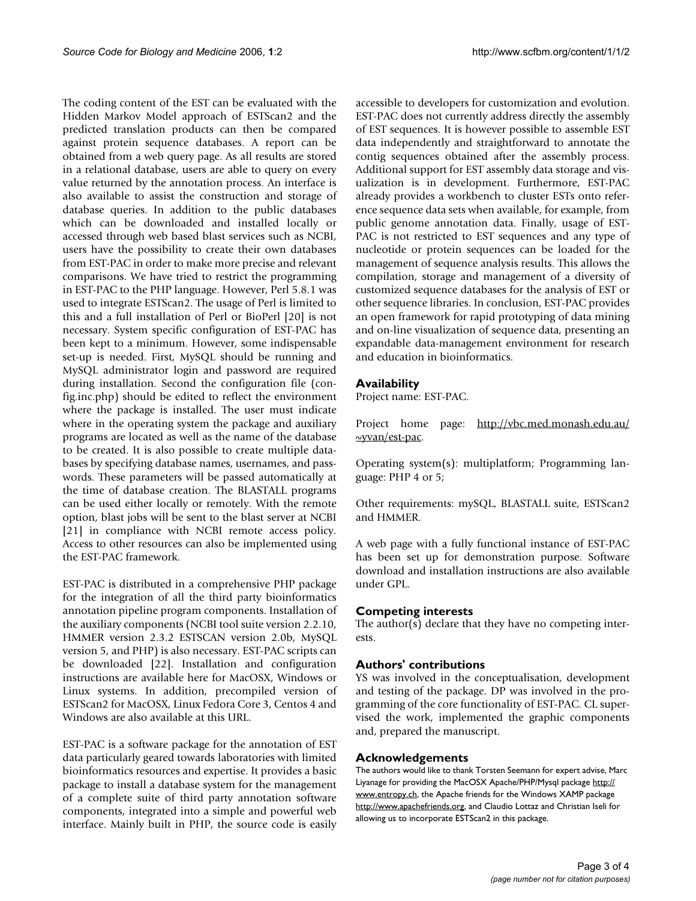The coding content of the EST can be evaluated with the Hidden Markov Model approach of ESTScan2 and the predicted translation products can then be compared against protein sequence databases. A report can be obtained from a web query page. As all results are stored in a relational database, users are able to query on every value returned by the annotation process. An interface is also available to assist the construction and storage of database queries. In addition to the public databases which can be downloaded and installed locally or accessed through web based blast services such as NCBI, users have the possibility to create their own databases from EST-PAC in order to make more precise and relevant comparisons. We have tried to restrict the programming in EST-PAC to the PHP language. However, Perl 5.8.1 was used to integrate ESTScan2. The usage of Perl is limited to this and a full installation of Perl or BioPerl [20] is not necessary. System specific configuration of EST-PAC has been kept to a minimum. However, some indispensable set-up is needed. First, MySQL should be running and MySQL administrator login and password are required during installation. Second the configuration file (config.inc.php) should be edited to reflect the environment where the package is installed. The user must indicate where in the operating system the package and auxiliary programs are located as well as the name of the database to be created. It is also possible to create multiple databases by specifying database names, usernames, and passwords. These parameters will be passed automatically at the time of database creation. The BLASTALL programs can be used either locally or remotely. With the remote option, blast jobs will be sent to the blast server at NCBI [21] in compliance with NCBI remote access policy. Access to other resources can also be implemented using the EST-PAC framework.

EST-PAC is distributed in a comprehensive PHP package for the integration of all the third party bioinformatics annotation pipeline program components. Installation of the auxiliary components (NCBI tool suite version 2.2.10, HMMER version 2.3.2 ESTSCAN version 2.0b, MySQL version 5, and PHP) is also necessary. EST-PAC scripts can be downloaded [22]. Installation and configuration instructions are available here for MacOSX, Windows or Linux systems. In addition, precompiled version of ESTScan2 for MacOSX, Linux Fedora Core 3, Centos 4 and Windows are also available at this URL.

EST-PAC is a software package for the annotation of EST data particularly geared towards laboratories with limited bioinformatics resources and expertise. It provides a basic package to install a database system for the management of a complete suite of third party annotation software components, integrated into a simple and powerful web interface. Mainly built in PHP, the source code is easily accessible to developers for customization and evolution. EST-PAC does not currently address directly the assembly of EST sequences. It is however possible to assemble EST data independently and straightforward to annotate the contig sequences obtained after the assembly process. Additional support for EST assembly data storage and visualization is in development. Furthermore, EST-PAC already provides a workbench to cluster ESTs onto reference sequence data sets when available, for example, from public genome annotation data. Finally, usage of EST-PAC is not restricted to EST sequences and any type of nucleotide or protein sequences can be loaded for the management of sequence analysis results. This allows the compilation, storage and management of a diversity of customized sequence databases for the analysis of EST or other sequence libraries. In conclusion, EST-PAC provides an open framework for rapid prototyping of data mining and on-line visualization of sequence data, presenting an expandable data-management environment for research and education in bioinformatics.

## Availability

Project name: EST-PAC.

Project home page: http://vbc.med.monash.edu.au/~yvan/est-pac.

Operating system(s): multiplatform; Programming language: PHP 4 or 5;

Other requirements: mySQL, BLASTALL suite, ESTScan2 and HMMER.

A web page with a fully functional instance of EST-PAC has been set up for demonstration purpose. Software download and installation instructions are also available under GPL.

## Competing interests

The author(s) declare that they have no competing interests.

## Authors' contributions

YS was involved in the conceptualisation, development and testing of the package. DP was involved in the programming of the core functionality of EST-PAC. CL supervised the work, implemented the graphic components and, prepared the manuscript.

## Acknowledgements

The authors would like to thank Torsten Seemann for expert advise, Marc Liyanage for providing the MacOSX Apache/PHP/Mysql package http://www.entropy.ch, the Apache friends for the Windows XAMP package http://www.apachefriends.org, and Claudio Lottaz and Christian Iseli for allowing us to incorporate ESTScan2 in this package.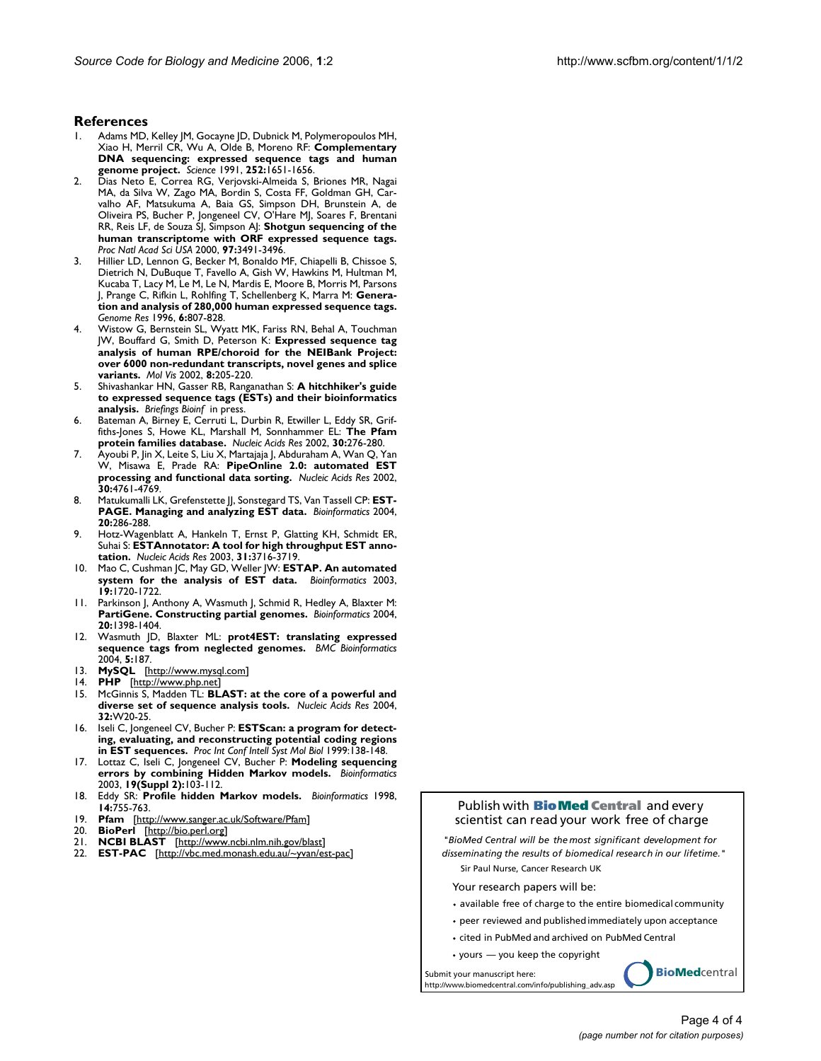## References

1. Adams MD, Kelley JM, Gocayne JD, Dubnick M, Polymeropoulos MH, Xiao H, Merril CR, Wu A, Olde B, Moreno RF: **Complementary DNA sequencing: expressed sequence tags and human genome project.** *Science* 1991, **252:**1651-1656.
2. Dias Neto E, Correa RG, Verjovski-Almeida S, Briones MR, Nagai MA, da Silva W, Zago MA, Bordin S, Costa FF, Goldman GH, Carvalho AF, Matsukuma A, Baia GS, Simpson DH, Brunstein A, de Oliveira PS, Bucher P, Jongeneel CV, O'Hare MJ, Soares F, Brentani RR, Reis LF, de Souza SJ, Simpson AJ: **Shotgun sequencing of the human transcriptome with ORF expressed sequence tags.** *Proc Natl Acad Sci USA* 2000, **97:**3491-3496.
3. Hillier LD, Lennon G, Becker M, Bonaldo MF, Chiapelli B, Chissoe S, Dietrich N, DuBuque T, Favello A, Gish W, Hawkins M, Hultman M, Kucaba T, Lacy M, Le M, Le N, Mardis E, Moore B, Morris M, Parsons J, Prange C, Rifkin L, Rohlfing T, Schellenberg K, Marra M: **Generation and analysis of 280,000 human expressed sequence tags.** *Genome Res* 1996, **6:**807-828.
4. Wistow G, Bernstein SL, Wyatt MK, Fariss RN, Behal A, Touchman JW, Bouffard G, Smith D, Peterson K: **Expressed sequence tag analysis of human RPE/choroid for the NEIBank Project: over 6000 non-redundant transcripts, novel genes and splice variants.** *Mol Vis* 2002, **8:**205-220.
5. Shivashankar HN, Gasser RB, Ranganathan S: **A hitchhiker's guide to expressed sequence tags (ESTs) and their bioinformatics analysis.** *Briefings Bioinf* in press.
6. Bateman A, Birney E, Cerruti L, Durbin R, Etwiller L, Eddy SR, Griffiths-Jones S, Howe KL, Marshall M, Sonnhammer EL: **The Pfam protein families database.** *Nucleic Acids Res* 2002, **30:**276-280.
7. Ayoubi P, Jin X, Leite S, Liu X, Martajaja J, Abduraham A, Wan Q, Yan W, Misawa E, Prade RA: **PipeOnline 2.0: automated EST processing and functional data sorting.** *Nucleic Acids Res* 2002, **30:**4761-4769.
8. Matukumalli LK, Grefenstette JJ, Sonstegard TS, Van Tassell CP: **EST-PAGE. Managing and analyzing EST data.** *Bioinformatics* 2004, **20:**286-288.
9. Hotz-Wagenblatt A, Hankeln T, Ernst P, Glatting KH, Schmidt ER, Suhai S: **ESTAnnotator: A tool for high throughput EST annotation.** *Nucleic Acids Res* 2003, **31:**3716-3719.
10. Mao C, Cushman JC, May GD, Weller JW: **ESTAP. An automated system for the analysis of EST data.** *Bioinformatics* 2003, **19:**1720-1722.
11. Parkinson J, Anthony A, Wasmuth J, Schmid R, Hedley A, Blaxter M: **PartiGene. Constructing partial genomes.** *Bioinformatics* 2004, **20:**1398-1404.
12. Wasmuth JD, Blaxter ML: **prot4EST: translating expressed sequence tags from neglected genomes.** *BMC Bioinformatics* 2004, **5:**187.
13. **MySQL** [http://www.mysql.com]
14. **PHP** [http://www.php.net]
15. McGinnis S, Madden TL: **BLAST: at the core of a powerful and diverse set of sequence analysis tools.** *Nucleic Acids Res* 2004, **32:**W20-25.
16. Iseli C, Jongeneel CV, Bucher P: **ESTScan: a program for detecting, evaluating, and reconstructing potential coding regions in EST sequences.** *Proc Int Conf Intell Syst Mol Biol* 1999:138-148.
17. Lottaz C, Iseli C, Jongeneel CV, Bucher P: **Modeling sequencing errors by combining Hidden Markov models.** *Bioinformatics* 2003, **19(Suppl 2):**103-112.
18. Eddy SR: **Profile hidden Markov models.** *Bioinformatics* 1998, **14:**755-763.
19. **Pfam** [http://www.sanger.ac.uk/Software/Pfam]
20. **BioPerl** [http://bio.perl.org]
21. **NCBI BLAST** [http://www.ncbi.nlm.nih.gov/blast]
22. **EST-PAC** [http://vbc.med.monash.edu.au/~yvan/est-pac]

Publish with **BioMed Central** and every scientist can read your work free of charge

*"BioMed Central will be the most significant development for disseminating the results of biomedical research in our lifetime."*
Sir Paul Nurse, Cancer Research UK

Your research papers will be:

- available free of charge to the entire biomedical community
- peer reviewed and published immediately upon acceptance
- cited in PubMed and archived on PubMed Central
- yours — you keep the copyright

Submit your manuscript here:
http://www.biomedcentral.com/info/publishing_adv.asp

BioMedcentral